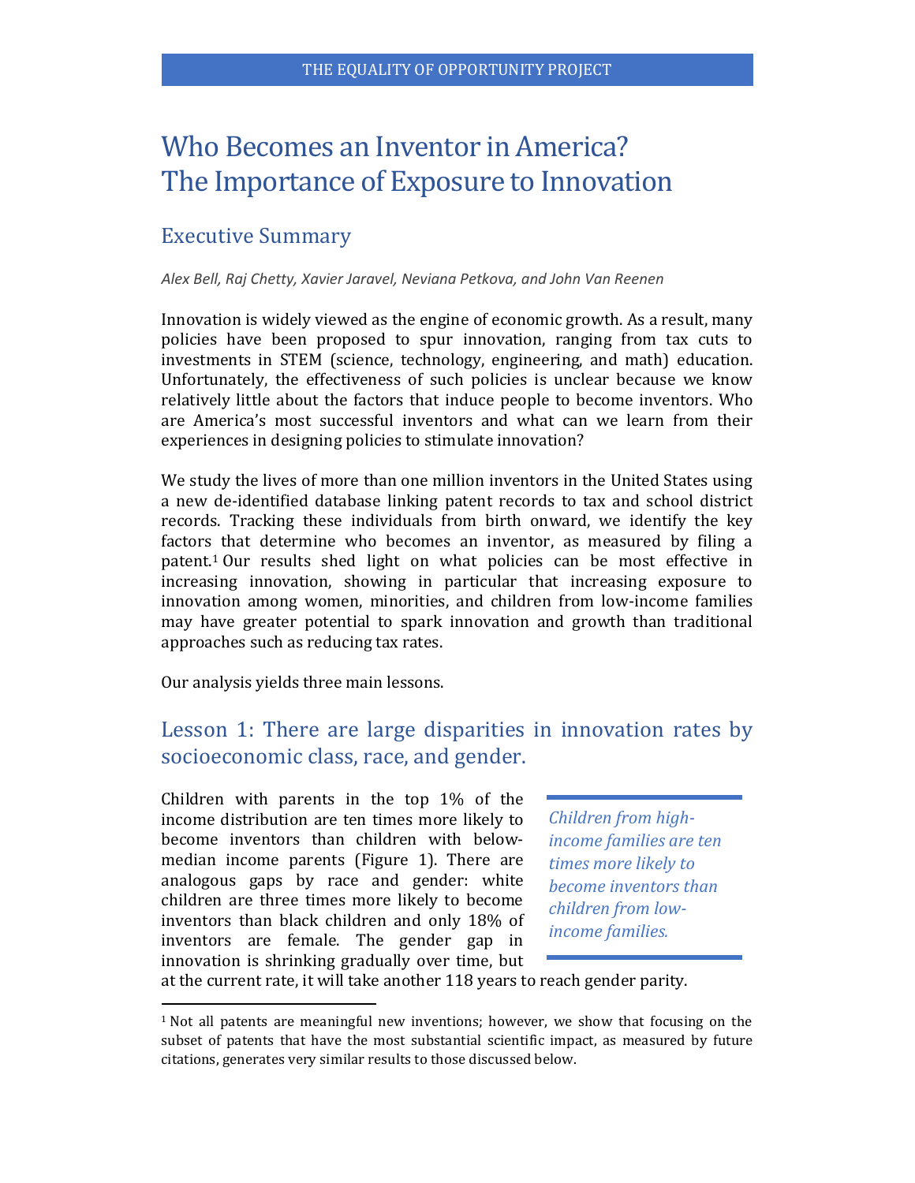THE EQUALITY OF OPPORTUNITY PROJECT

# Who Becomes an Inventor in America? The Importance of Exposure to Innovation

## Executive Summary

*Alex Bell, Raj Chetty, Xavier Jaravel, Neviana Petkova, and John Van Reenen*

Innovation is widely viewed as the engine of economic growth. As a result, many policies have been proposed to spur innovation, ranging from tax cuts to investments in STEM (science, technology, engineering, and math) education. Unfortunately, the effectiveness of such policies is unclear because we know relatively little about the factors that induce people to become inventors. Who are America's most successful inventors and what can we learn from their experiences in designing policies to stimulate innovation?

We study the lives of more than one million inventors in the United States using a new de-identified database linking patent records to tax and school district records. Tracking these individuals from birth onward, we identify the key factors that determine who becomes an inventor, as measured by filing a patent.[1] Our results shed light on what policies can be most effective in increasing innovation, showing in particular that increasing exposure to innovation among women, minorities, and children from low-income families may have greater potential to spark innovation and growth than traditional approaches such as reducing tax rates.

Our analysis yields three main lessons.

## Lesson 1: There are large disparities in innovation rates by socioeconomic class, race, and gender.

Children with parents in the top 1% of the income distribution are ten times more likely to become inventors than children with below-median income parents (Figure 1). There are analogous gaps by race and gender: white children are three times more likely to become inventors than black children and only 18% of inventors are female. The gender gap in innovation is shrinking gradually over time, but at the current rate, it will take another 118 years to reach gender parity.

> *Children from high-income families are ten times more likely to become inventors than children from low-income families.*

[1] Not all patents are meaningful new inventions; however, we show that focusing on the subset of patents that have the most substantial scientific impact, as measured by future citations, generates very similar results to those discussed below.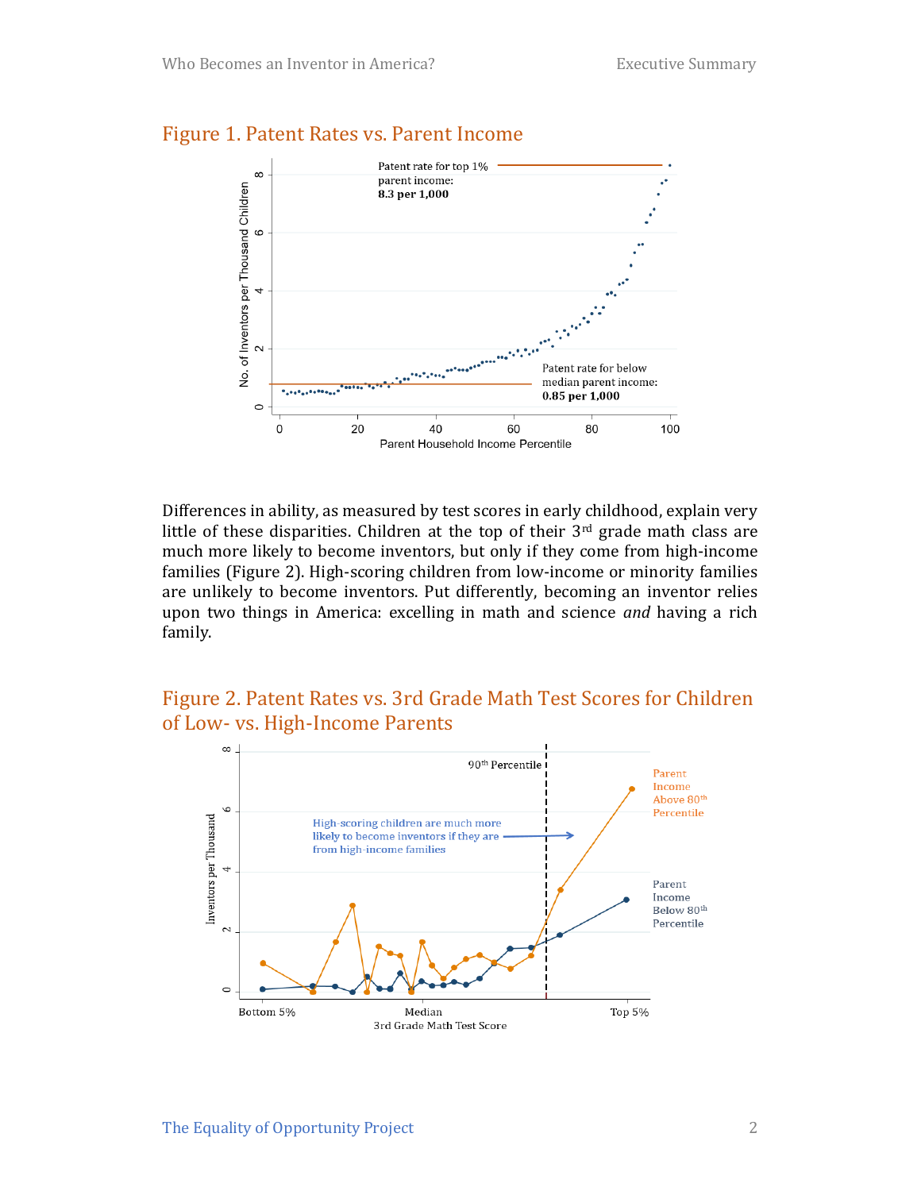## Figure 1. Patent Rates vs. Parent Income

Differences in ability, as measured by test scores in early childhood, explain very little of these disparities. Children at the top of their 3rd grade math class are much more likely to become inventors, but only if they come from high-income families (Figure 2). High-scoring children from low-income or minority families are unlikely to become inventors. Put differently, becoming an inventor relies upon two things in America: excelling in math and science *and* having a rich family.

## Figure 2. Patent Rates vs. 3rd Grade Math Test Scores for Children of Low- vs. High-Income Parents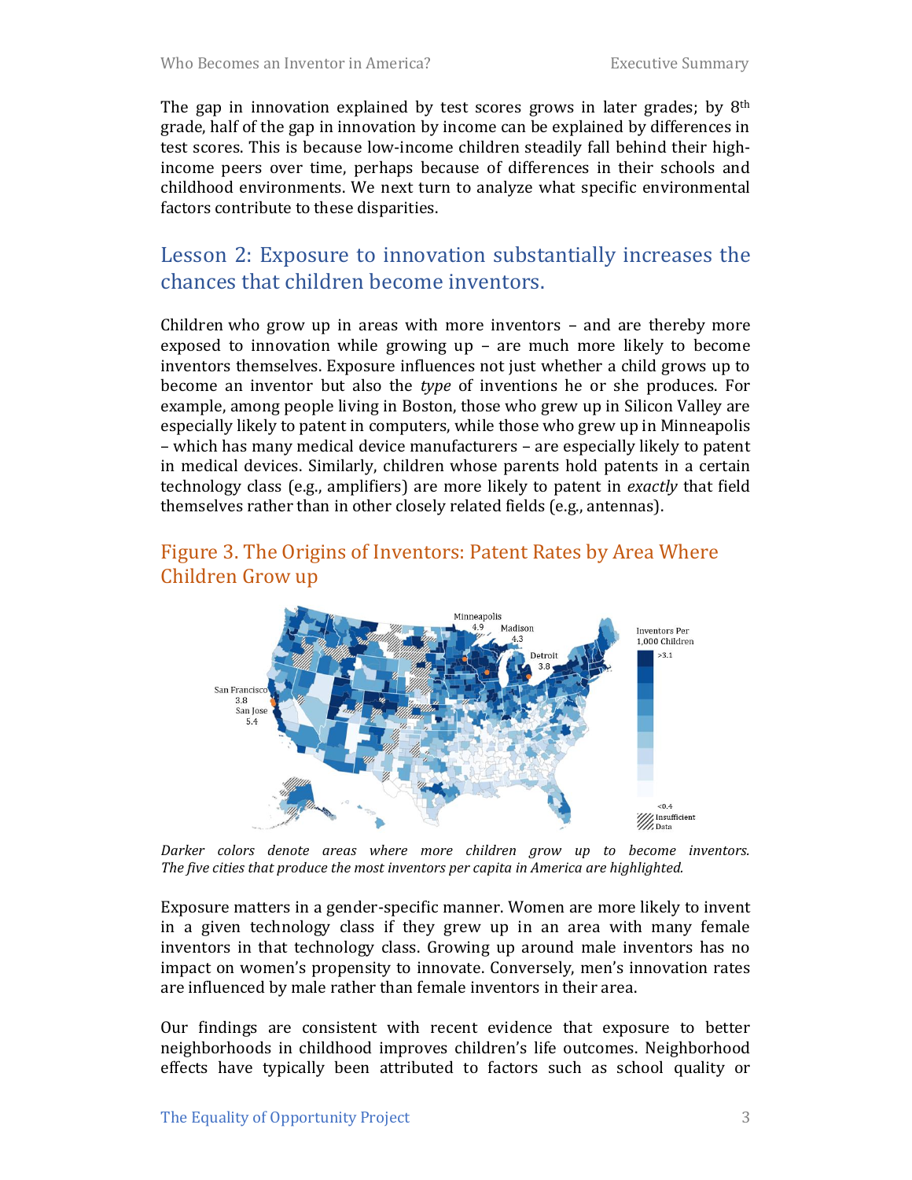The gap in innovation explained by test scores grows in later grades; by 8th grade, half of the gap in innovation by income can be explained by differences in test scores. This is because low-income children steadily fall behind their high-income peers over time, perhaps because of differences in their schools and childhood environments. We next turn to analyze what specific environmental factors contribute to these disparities.

## Lesson 2: Exposure to innovation substantially increases the chances that children become inventors.

Children who grow up in areas with more inventors – and are thereby more exposed to innovation while growing up – are much more likely to become inventors themselves. Exposure influences not just whether a child grows up to become an inventor but also the *type* of inventions he or she produces. For example, among people living in Boston, those who grew up in Silicon Valley are especially likely to patent in computers, while those who grew up in Minneapolis – which has many medical device manufacturers – are especially likely to patent in medical devices. Similarly, children whose parents hold patents in a certain technology class (e.g., amplifiers) are more likely to patent in *exactly* that field themselves rather than in other closely related fields (e.g., antennas).

### Figure 3. The Origins of Inventors: Patent Rates by Area Where Children Grow up

*Darker colors denote areas where more children grow up to become inventors. The five cities that produce the most inventors per capita in America are highlighted.*

Exposure matters in a gender-specific manner. Women are more likely to invent in a given technology class if they grew up in an area with many female inventors in that technology class. Growing up around male inventors has no impact on women's propensity to innovate. Conversely, men's innovation rates are influenced by male rather than female inventors in their area.

Our findings are consistent with recent evidence that exposure to better neighborhoods in childhood improves children's life outcomes. Neighborhood effects have typically been attributed to factors such as school quality or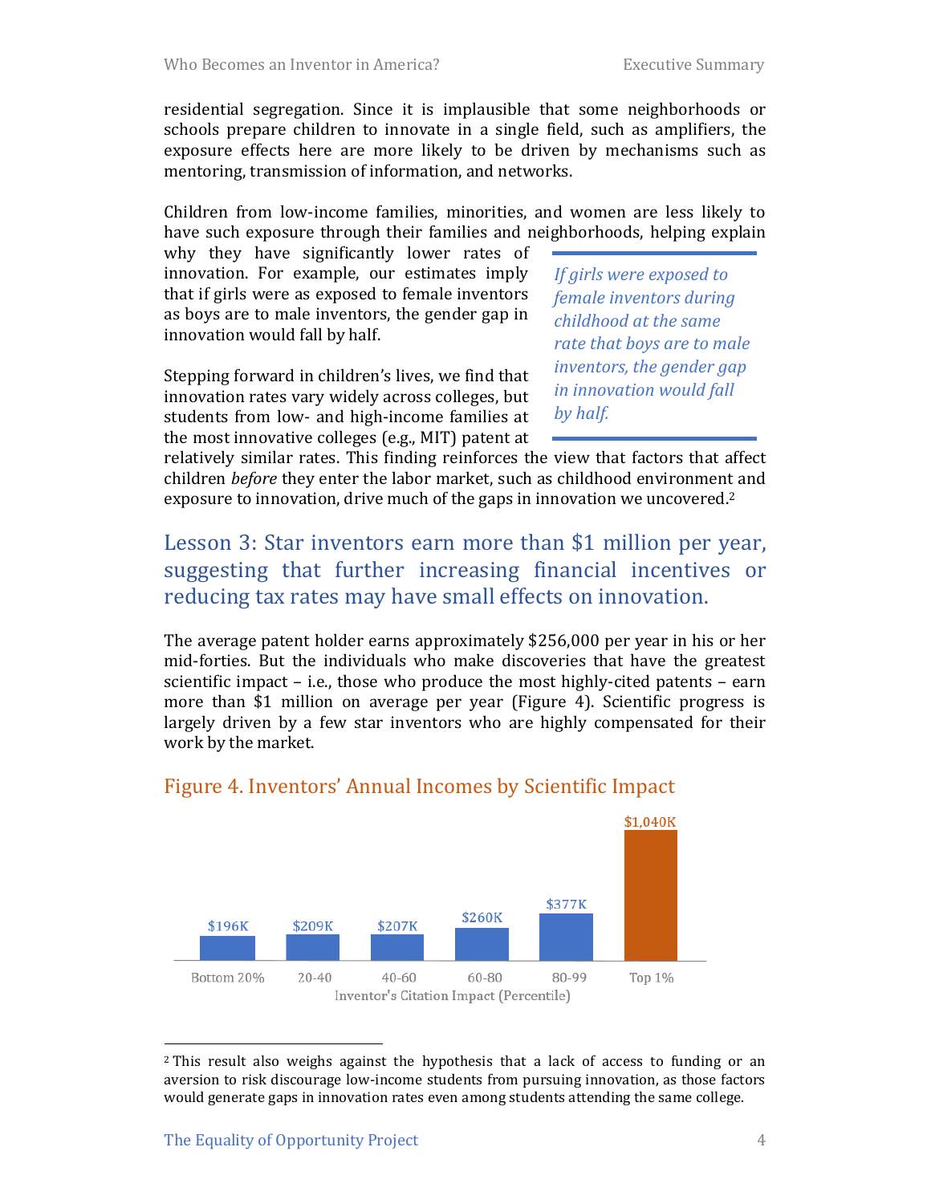residential segregation. Since it is implausible that some neighborhoods or schools prepare children to innovate in a single field, such as amplifiers, the exposure effects here are more likely to be driven by mechanisms such as mentoring, transmission of information, and networks.

Children from low-income families, minorities, and women are less likely to have such exposure through their families and neighborhoods, helping explain why they have significantly lower rates of innovation. For example, our estimates imply that if girls were as exposed to female inventors as boys are to male inventors, the gender gap in innovation would fall by half.

> *If girls were exposed to female inventors during childhood at the same rate that boys are to male inventors, the gender gap in innovation would fall by half.*

Stepping forward in children's lives, we find that innovation rates vary widely across colleges, but students from low- and high-income families at the most innovative colleges (e.g., MIT) patent at relatively similar rates. This finding reinforces the view that factors that affect children *before* they enter the labor market, such as childhood environment and exposure to innovation, drive much of the gaps in innovation we uncovered.[2]

## Lesson 3: Star inventors earn more than $1 million per year, suggesting that further increasing financial incentives or reducing tax rates may have small effects on innovation.

The average patent holder earns approximately $256,000 per year in his or her mid-forties. But the individuals who make discoveries that have the greatest scientific impact – i.e., those who produce the most highly-cited patents – earn more than $1 million on average per year (Figure 4). Scientific progress is largely driven by a few star inventors who are highly compensated for their work by the market.

### Figure 4. Inventors' Annual Incomes by Scientific Impact

| Inventor's Citation Impact (Percentile) | Bottom 20% | 20-40 | 40-60 | 60-80 | 80-99 | Top 1% |
|---|---|---|---|---|---|---|
| Annual Income | $196K | $209K | $207K | $260K | $377K | $1,040K |

[2] This result also weighs against the hypothesis that a lack of access to funding or an aversion to risk discourage low-income students from pursuing innovation, as those factors would generate gaps in innovation rates even among students attending the same college.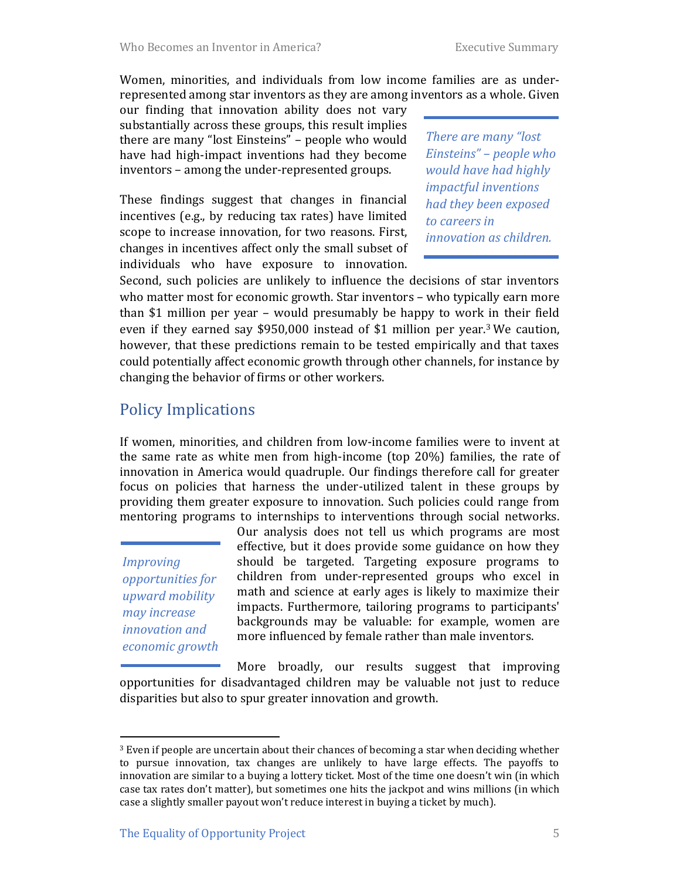Women, minorities, and individuals from low income families are as under-represented among star inventors as they are among inventors as a whole. Given our finding that innovation ability does not vary substantially across these groups, this result implies there are many "lost Einsteins" – people who would have had high-impact inventions had they become inventors – among the under-represented groups.

> *There are many "lost Einsteins" – people who would have had highly impactful inventions had they been exposed to careers in innovation as children.*

These findings suggest that changes in financial incentives (e.g., by reducing tax rates) have limited scope to increase innovation, for two reasons. First, changes in incentives affect only the small subset of individuals who have exposure to innovation. Second, such policies are unlikely to influence the decisions of star inventors who matter most for economic growth. Star inventors – who typically earn more than $1 million per year – would presumably be happy to work in their field even if they earned say $950,000 instead of $1 million per year.[3] We caution, however, that these predictions remain to be tested empirically and that taxes could potentially affect economic growth through other channels, for instance by changing the behavior of firms or other workers.

## Policy Implications

If women, minorities, and children from low-income families were to invent at the same rate as white men from high-income (top 20%) families, the rate of innovation in America would quadruple. Our findings therefore call for greater focus on policies that harness the under-utilized talent in these groups by providing them greater exposure to innovation. Such policies could range from mentoring programs to internships to interventions through social networks. Our analysis does not tell us which programs are most effective, but it does provide some guidance on how they should be targeted. Targeting exposure programs to children from under-represented groups who excel in math and science at early ages is likely to maximize their impacts. Furthermore, tailoring programs to participants' backgrounds may be valuable: for example, women are more influenced by female rather than male inventors.

> *Improving opportunities for upward mobility may increase innovation and economic growth*

More broadly, our results suggest that improving opportunities for disadvantaged children may be valuable not just to reduce disparities but also to spur greater innovation and growth.

---

[3] Even if people are uncertain about their chances of becoming a star when deciding whether to pursue innovation, tax changes are unlikely to have large effects. The payoffs to innovation are similar to a buying a lottery ticket. Most of the time one doesn't win (in which case tax rates don't matter), but sometimes one hits the jackpot and wins millions (in which case a slightly smaller payout won't reduce interest in buying a ticket by much).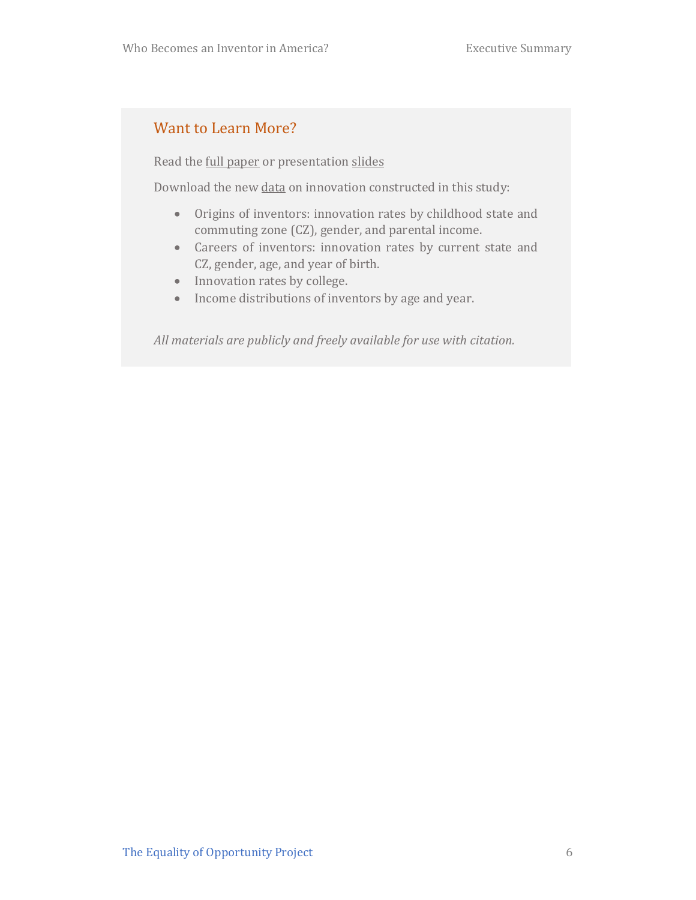## Want to Learn More?

Read the full paper or presentation slides

Download the new data on innovation constructed in this study:

- Origins of inventors: innovation rates by childhood state and commuting zone (CZ), gender, and parental income.
- Careers of inventors: innovation rates by current state and CZ, gender, age, and year of birth.
- Innovation rates by college.
- Income distributions of inventors by age and year.

*All materials are publicly and freely available for use with citation.*